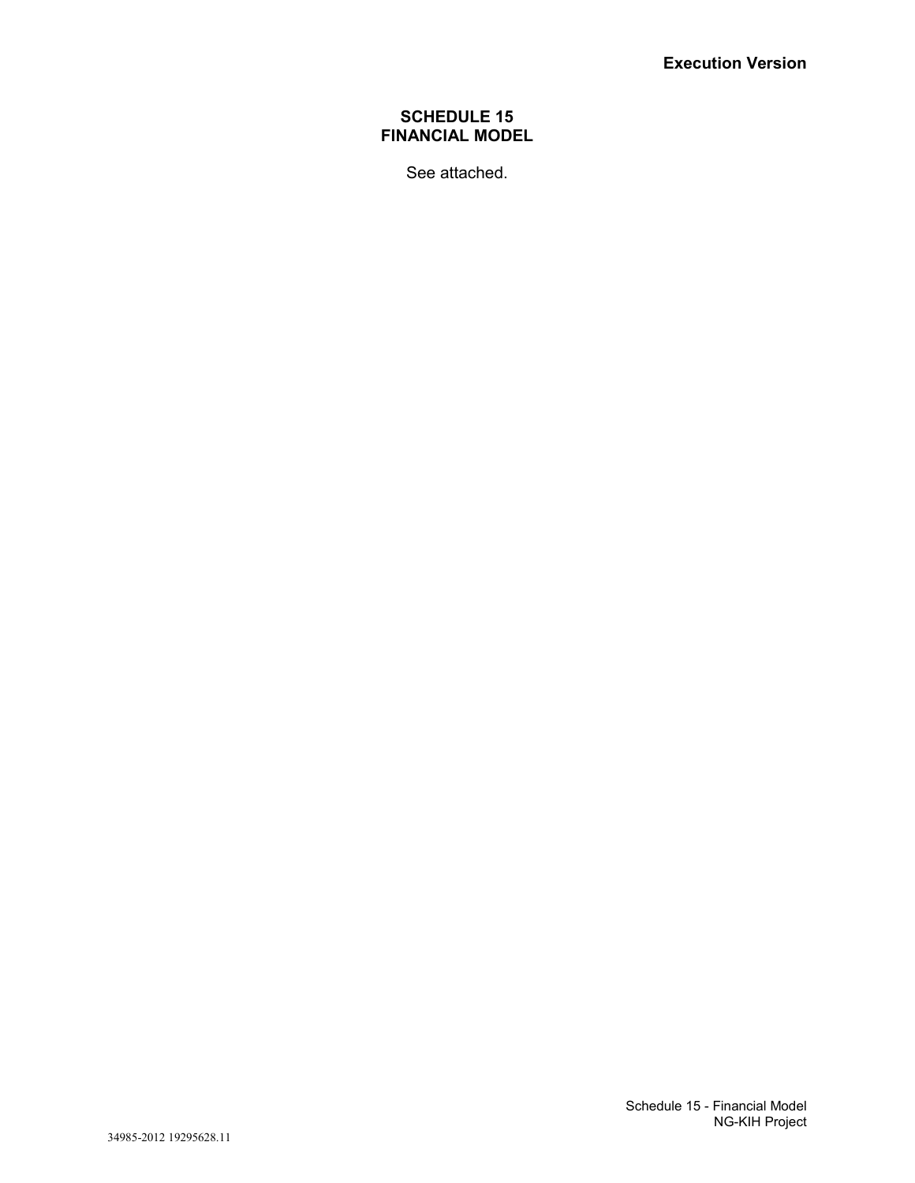**Execution Version**

# SCHEDULE 15
# FINANCIAL MODEL

See attached.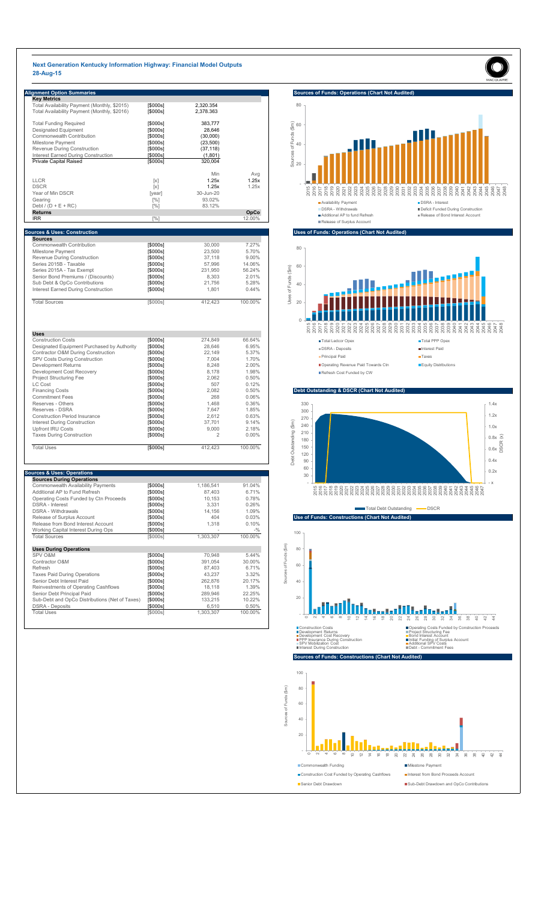# Next Generation Kentucky Information Highway: Financial Model Outputs

28-Aug-15

## Alignment Option Summaries

| Key Metrics | | | |
|---|---|---|---|
| Total Availability Payment (Monthly, $2015) | [$000s] | 2,320.354 | |
| Total Availability Payment (Monthly, $2016) | [$000s] | 2,378.363 | |
| | | | |
| Total Funding Required | [$000s] | 383,777 | |
| Designated Equipment | [$000s] | 28,646 | |
| Commonwealth Contribution | [$000s] | (30,000) | |
| Milestone Payment | [$000s] | (23,500) | |
| Revenue During Construction | [$000s] | (37,118) | |
| Interest Earned During Construction | [$000s] | (1,801) | |
| **Private Capital Raised** | [$000s] | 320,004 | |
| | | | |
| | | Min | Avg |
| LLCR | [x] | 1.25x | 1.25x |
| DSCR | [x] | 1.25x | 1.25x |
| Year of Min DSCR | [year] | 30-Jun-20 | |
| Gearing | [%] | 93.02% | |
| Debt / (D + E + RC) | [%] | 83.12% | |
| **Returns** | | | **OpCo** |
| IRR | [%] | | 12.00% |

## Sources & Uses: Construction

| Sources | | | |
|---|---|---|---|
| Commonwealth Contribution | [$000s] | 30,000 | 7.27% |
| Milestone Payment | [$000s] | 23,500 | 5.70% |
| Revenue During Construction | [$000s] | 37,118 | 9.00% |
| Series 2015B - Taxable | [$000s] | 57,996 | 14.06% |
| Series 2015A - Tax Exempt | [$000s] | 231,950 | 56.24% |
| Senior Bond Premiums / (Discounts) | [$000s] | 8,303 | 2.01% |
| Sub Debt & OpCo Contributions | [$000s] | 21,756 | 5.28% |
| Interest Earned During Construction | [$000s] | 1,801 | 0.44% |
| | | | |
| Total Sources | [$000s] | 412,423 | 100.00% |

| Uses | | | |
|---|---|---|---|
| Construction Costs | [$000s] | 274,849 | 66.64% |
| Designated Equipment Purchased by Authority | [$000s] | 28,646 | 6.95% |
| Contractor O&M During Construction | [$000s] | 22,149 | 5.37% |
| SPV Costs During Construction | [$000s] | 7,004 | 1.70% |
| Development Returns | [$000s] | 8,248 | 2.00% |
| Development Cost Recovery | [$000s] | 8,178 | 1.98% |
| Project Structuring Fee | [$000s] | 2,062 | 0.50% |
| LC Cost | [$000s] | 507 | 0.12% |
| Financing Costs | [$000s] | 2,082 | 0.50% |
| Commitment Fees | [$000s] | 268 | 0.06% |
| Reserves - Others | [$000s] | 1,468 | 0.36% |
| Reserves - DSRA | [$000s] | 7,647 | 1.85% |
| Construction Period Insurance | [$000s] | 2,612 | 0.63% |
| Interest During Construction | [$000s] | 37,701 | 9.14% |
| Upfront IRU Costs | [$000s] | 9,000 | 2.18% |
| Taxes During Construction | [$000s] | 2 | 0.00% |
| | | | |
| Total Uses | [$000s] | 412,423 | 100.00% |

## Sources & Uses: Operations

| Sources During Operations | | | |
|---|---|---|---|
| Commonwealth Availability Payments | [$000s] | 1,186,541 | 91.04% |
| Additional AP to Fund Refresh | [$000s] | 87,403 | 6.71% |
| Operating Costs Funded by Ctn Proceeds | [$000s] | 10,153 | 0.78% |
| DSRA - Interest | [$000s] | 3,331 | 0.26% |
| DSRA - Withdrawals | [$000s] | 14,156 | 1.09% |
| Release of Surplus Account | [$000s] | 404 | 0.03% |
| Release from Bond Interest Account | [$000s] | 1,318 | 0.10% |
| Working Capital Interest During Ops | [$000s] | - | -% |
| Total Sources | [$000s] | 1,303,307 | 100.00% |

| Uses During Operations | | | |
|---|---|---|---|
| SPV O&M | [$000s] | 70,948 | 5.44% |
| Contractor O&M | [$000s] | 391,054 | 30.00% |
| Refresh | [$000s] | 87,403 | 6.71% |
| Taxes Paid During Operations | [$000s] | 43,237 | 3.32% |
| Senior Debt Interest Paid | [$000s] | 262,876 | 20.17% |
| Reinvestments of Operating Cashflows | [$000s] | 18,118 | 1.39% |
| Senior Debt Principal Paid | [$000s] | 289,946 | 22.25% |
| Sub-Debt and OpCo Distributions (Net of Taxes) | [$000s] | 133,215 | 10.22% |
| DSRA - Deposits | [$000s] | 6,510 | 0.50% |
| Total Uses | [$000s] | 1,303,307 | 100.00% |

## Sources of Funds: Operations (Chart Not Audited)

Legend: Availability Payment; DSRA - Interest; DSRA - Withdrawals; Deficit Funded During Construction; Additional AP to fund Refresh; Release of Bond Interest Account; Release of Surplus Account

## Uses of Funds: Operations (Chart Not Audited)

Legend: Total Ledcor Opex; Total PPP Opex; DSRA - Deposits; Interest Paid; Principal Paid; Taxes; Operating Revenue Paid Towards Ctn; Equity Distributions; Refresh Cost Funded by CW

## Debt Outstanding & DSCR (Chart Not Audited)

Legend: Total Debt Outstanding; DSCR

## Use of Funds: Constructions (Chart Not Audited)

Legend: Construction Costs; Operating Costs Funded by Construction Proceeds; Development Returns; Project Structuring Fee; Development Cost Recovery; Bond Interest Account; PPP Insurance During Construction; Initial Funding of Surplus Account; SPV Mobilization Cost; Additional SPV Costs; Interest During Construction; Debt - Commitment Fees

## Sources of Funds: Constructions (Chart Not Audited)

Legend: Commonwealth Funding; Milestone Payment; Construction Cost Funded by Operating Cashflows; Interest from Bond Proceeds Account; Senior Debt Drawdown; Sub-Debt Drawdown and OpCo Contributions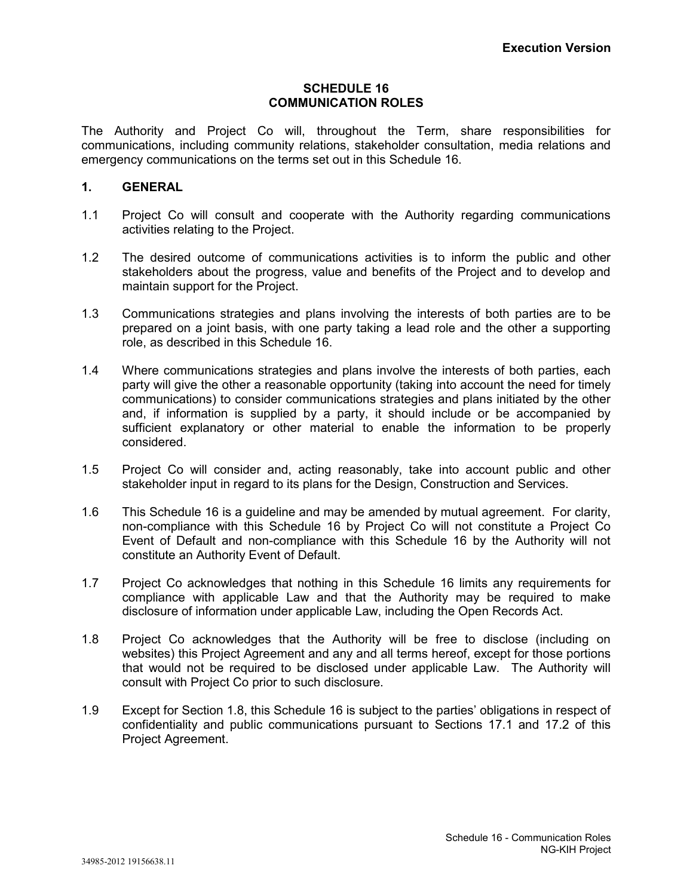**Execution Version**

# SCHEDULE 16
# COMMUNICATION ROLES

The Authority and Project Co will, throughout the Term, share responsibilities for communications, including community relations, stakeholder consultation, media relations and emergency communications on the terms set out in this Schedule 16.

## 1. GENERAL

1.1 Project Co will consult and cooperate with the Authority regarding communications activities relating to the Project.

1.2 The desired outcome of communications activities is to inform the public and other stakeholders about the progress, value and benefits of the Project and to develop and maintain support for the Project.

1.3 Communications strategies and plans involving the interests of both parties are to be prepared on a joint basis, with one party taking a lead role and the other a supporting role, as described in this Schedule 16.

1.4 Where communications strategies and plans involve the interests of both parties, each party will give the other a reasonable opportunity (taking into account the need for timely communications) to consider communications strategies and plans initiated by the other and, if information is supplied by a party, it should include or be accompanied by sufficient explanatory or other material to enable the information to be properly considered.

1.5 Project Co will consider and, acting reasonably, take into account public and other stakeholder input in regard to its plans for the Design, Construction and Services.

1.6 This Schedule 16 is a guideline and may be amended by mutual agreement. For clarity, non-compliance with this Schedule 16 by Project Co will not constitute a Project Co Event of Default and non-compliance with this Schedule 16 by the Authority will not constitute an Authority Event of Default.

1.7 Project Co acknowledges that nothing in this Schedule 16 limits any requirements for compliance with applicable Law and that the Authority may be required to make disclosure of information under applicable Law, including the Open Records Act.

1.8 Project Co acknowledges that the Authority will be free to disclose (including on websites) this Project Agreement and any and all terms hereof, except for those portions that would not be required to be disclosed under applicable Law. The Authority will consult with Project Co prior to such disclosure.

1.9 Except for Section 1.8, this Schedule 16 is subject to the parties' obligations in respect of confidentiality and public communications pursuant to Sections 17.1 and 17.2 of this Project Agreement.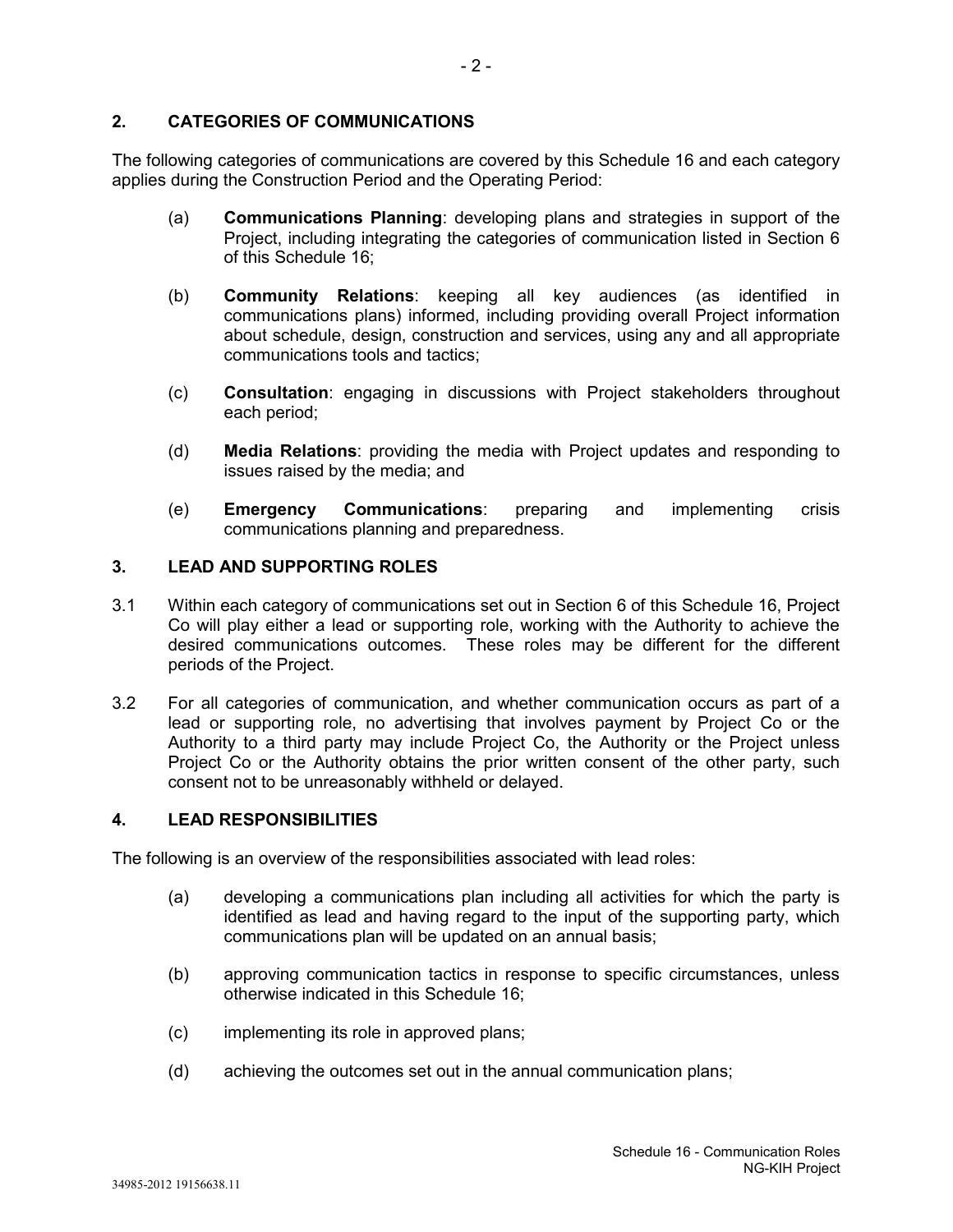## 2. CATEGORIES OF COMMUNICATIONS

The following categories of communications are covered by this Schedule 16 and each category applies during the Construction Period and the Operating Period:

(a) **Communications Planning**: developing plans and strategies in support of the Project, including integrating the categories of communication listed in Section 6 of this Schedule 16;

(b) **Community Relations**: keeping all key audiences (as identified in communications plans) informed, including providing overall Project information about schedule, design, construction and services, using any and all appropriate communications tools and tactics;

(c) **Consultation**: engaging in discussions with Project stakeholders throughout each period;

(d) **Media Relations**: providing the media with Project updates and responding to issues raised by the media; and

(e) **Emergency Communications**: preparing and implementing crisis communications planning and preparedness.

## 3. LEAD AND SUPPORTING ROLES

3.1 Within each category of communications set out in Section 6 of this Schedule 16, Project Co will play either a lead or supporting role, working with the Authority to achieve the desired communications outcomes. These roles may be different for the different periods of the Project.

3.2 For all categories of communication, and whether communication occurs as part of a lead or supporting role, no advertising that involves payment by Project Co or the Authority to a third party may include Project Co, the Authority or the Project unless Project Co or the Authority obtains the prior written consent of the other party, such consent not to be unreasonably withheld or delayed.

## 4. LEAD RESPONSIBILITIES

The following is an overview of the responsibilities associated with lead roles:

(a) developing a communications plan including all activities for which the party is identified as lead and having regard to the input of the supporting party, which communications plan will be updated on an annual basis;

(b) approving communication tactics in response to specific circumstances, unless otherwise indicated in this Schedule 16;

(c) implementing its role in approved plans;

(d) achieving the outcomes set out in the annual communication plans;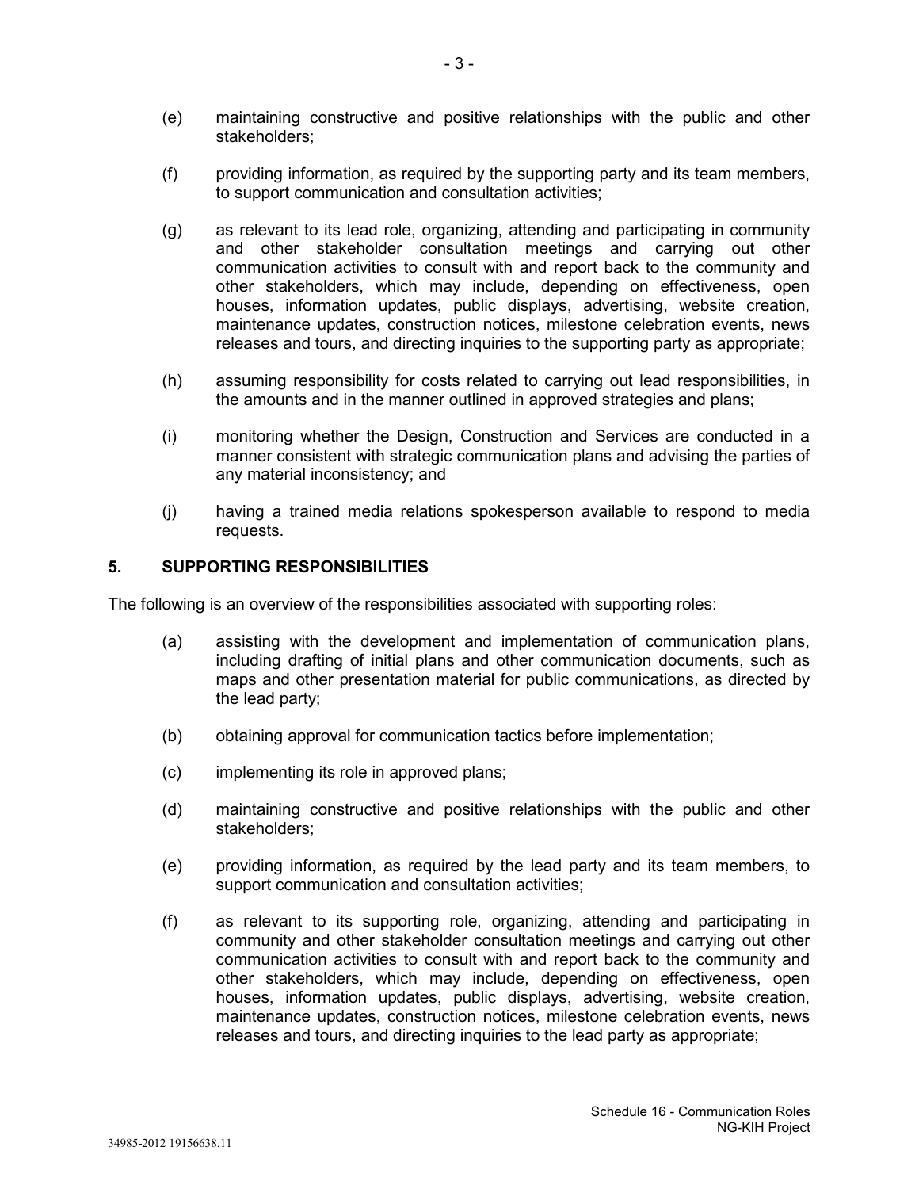(e) maintaining constructive and positive relationships with the public and other stakeholders;

(f) providing information, as required by the supporting party and its team members, to support communication and consultation activities;

(g) as relevant to its lead role, organizing, attending and participating in community and other stakeholder consultation meetings and carrying out other communication activities to consult with and report back to the community and other stakeholders, which may include, depending on effectiveness, open houses, information updates, public displays, advertising, website creation, maintenance updates, construction notices, milestone celebration events, news releases and tours, and directing inquiries to the supporting party as appropriate;

(h) assuming responsibility for costs related to carrying out lead responsibilities, in the amounts and in the manner outlined in approved strategies and plans;

(i) monitoring whether the Design, Construction and Services are conducted in a manner consistent with strategic communication plans and advising the parties of any material inconsistency; and

(j) having a trained media relations spokesperson available to respond to media requests.

## 5. SUPPORTING RESPONSIBILITIES

The following is an overview of the responsibilities associated with supporting roles:

(a) assisting with the development and implementation of communication plans, including drafting of initial plans and other communication documents, such as maps and other presentation material for public communications, as directed by the lead party;

(b) obtaining approval for communication tactics before implementation;

(c) implementing its role in approved plans;

(d) maintaining constructive and positive relationships with the public and other stakeholders;

(e) providing information, as required by the lead party and its team members, to support communication and consultation activities;

(f) as relevant to its supporting role, organizing, attending and participating in community and other stakeholder consultation meetings and carrying out other communication activities to consult with and report back to the community and other stakeholders, which may include, depending on effectiveness, open houses, information updates, public displays, advertising, website creation, maintenance updates, construction notices, milestone celebration events, news releases and tours, and directing inquiries to the lead party as appropriate;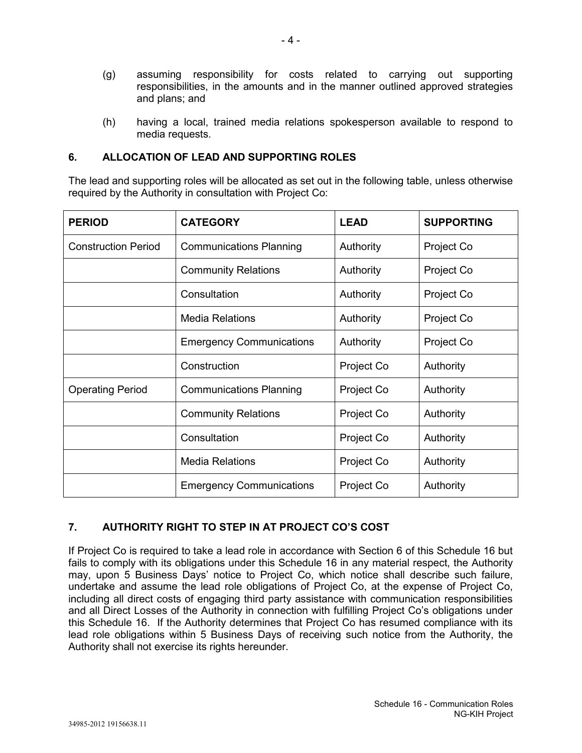(g) assuming responsibility for costs related to carrying out supporting responsibilities, in the amounts and in the manner outlined approved strategies and plans; and

(h) having a local, trained media relations spokesperson available to respond to media requests.

## 6. ALLOCATION OF LEAD AND SUPPORTING ROLES

The lead and supporting roles will be allocated as set out in the following table, unless otherwise required by the Authority in consultation with Project Co:

| PERIOD | CATEGORY | LEAD | SUPPORTING |
|---|---|---|---|
| Construction Period | Communications Planning | Authority | Project Co |
| | Community Relations | Authority | Project Co |
| | Consultation | Authority | Project Co |
| | Media Relations | Authority | Project Co |
| | Emergency Communications | Authority | Project Co |
| | Construction | Project Co | Authority |
| Operating Period | Communications Planning | Project Co | Authority |
| | Community Relations | Project Co | Authority |
| | Consultation | Project Co | Authority |
| | Media Relations | Project Co | Authority |
| | Emergency Communications | Project Co | Authority |

## 7. AUTHORITY RIGHT TO STEP IN AT PROJECT CO'S COST

If Project Co is required to take a lead role in accordance with Section 6 of this Schedule 16 but fails to comply with its obligations under this Schedule 16 in any material respect, the Authority may, upon 5 Business Days' notice to Project Co, which notice shall describe such failure, undertake and assume the lead role obligations of Project Co, at the expense of Project Co, including all direct costs of engaging third party assistance with communication responsibilities and all Direct Losses of the Authority in connection with fulfilling Project Co's obligations under this Schedule 16. If the Authority determines that Project Co has resumed compliance with its lead role obligations within 5 Business Days of receiving such notice from the Authority, the Authority shall not exercise its rights hereunder.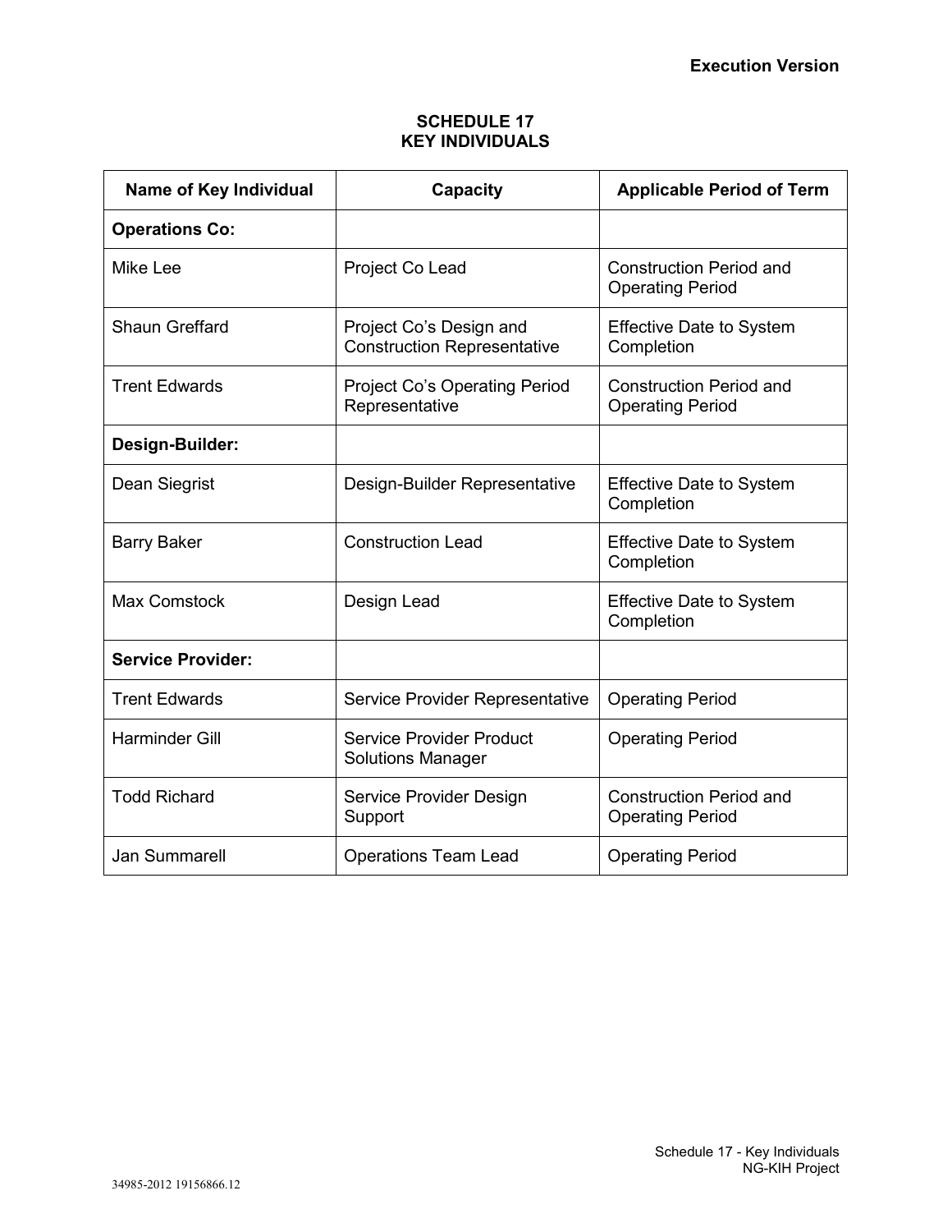Execution Version

# SCHEDULE 17
# KEY INDIVIDUALS

| Name of Key Individual | Capacity | Applicable Period of Term |
|---|---|---|
| **Operations Co:** | | |
| Mike Lee | Project Co Lead | Construction Period and Operating Period |
| Shaun Greffard | Project Co's Design and Construction Representative | Effective Date to System Completion |
| Trent Edwards | Project Co's Operating Period Representative | Construction Period and Operating Period |
| **Design-Builder:** | | |
| Dean Siegrist | Design-Builder Representative | Effective Date to System Completion |
| Barry Baker | Construction Lead | Effective Date to System Completion |
| Max Comstock | Design Lead | Effective Date to System Completion |
| **Service Provider:** | | |
| Trent Edwards | Service Provider Representative | Operating Period |
| Harminder Gill | Service Provider Product Solutions Manager | Operating Period |
| Todd Richard | Service Provider Design Support | Construction Period and Operating Period |
| Jan Summarell | Operations Team Lead | Operating Period |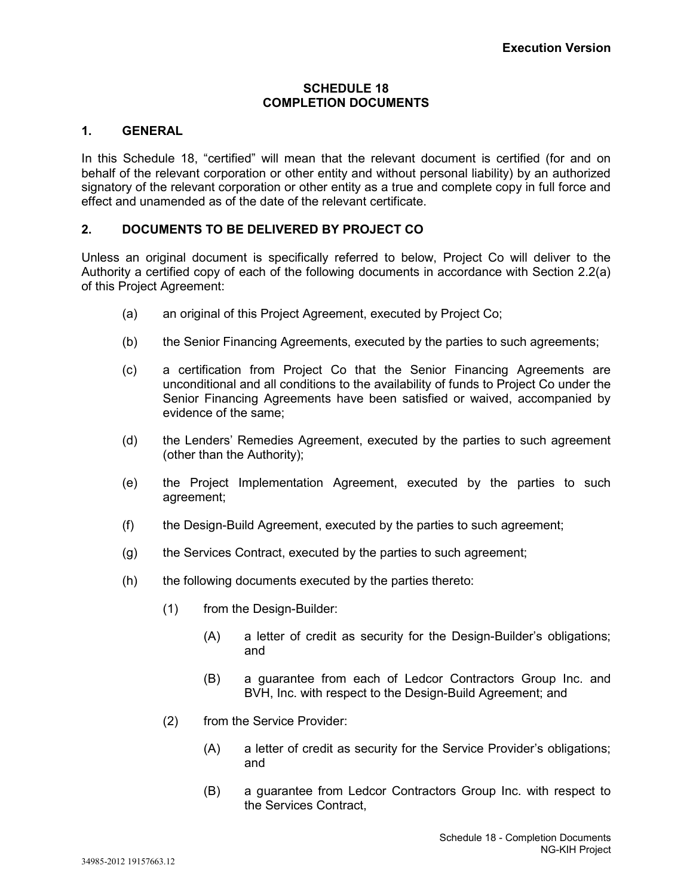**Execution Version**

# SCHEDULE 18
# COMPLETION DOCUMENTS

## 1. GENERAL

In this Schedule 18, "certified" will mean that the relevant document is certified (for and on behalf of the relevant corporation or other entity and without personal liability) by an authorized signatory of the relevant corporation or other entity as a true and complete copy in full force and effect and unamended as of the date of the relevant certificate.

## 2. DOCUMENTS TO BE DELIVERED BY PROJECT CO

Unless an original document is specifically referred to below, Project Co will deliver to the Authority a certified copy of each of the following documents in accordance with Section 2.2(a) of this Project Agreement:

(a) an original of this Project Agreement, executed by Project Co;

(b) the Senior Financing Agreements, executed by the parties to such agreements;

(c) a certification from Project Co that the Senior Financing Agreements are unconditional and all conditions to the availability of funds to Project Co under the Senior Financing Agreements have been satisfied or waived, accompanied by evidence of the same;

(d) the Lenders' Remedies Agreement, executed by the parties to such agreement (other than the Authority);

(e) the Project Implementation Agreement, executed by the parties to such agreement;

(f) the Design-Build Agreement, executed by the parties to such agreement;

(g) the Services Contract, executed by the parties to such agreement;

(h) the following documents executed by the parties thereto:

  (1) from the Design-Builder:

    (A) a letter of credit as security for the Design-Builder's obligations; and

    (B) a guarantee from each of Ledcor Contractors Group Inc. and BVH, Inc. with respect to the Design-Build Agreement; and

  (2) from the Service Provider:

    (A) a letter of credit as security for the Service Provider's obligations; and

    (B) a guarantee from Ledcor Contractors Group Inc. with respect to the Services Contract,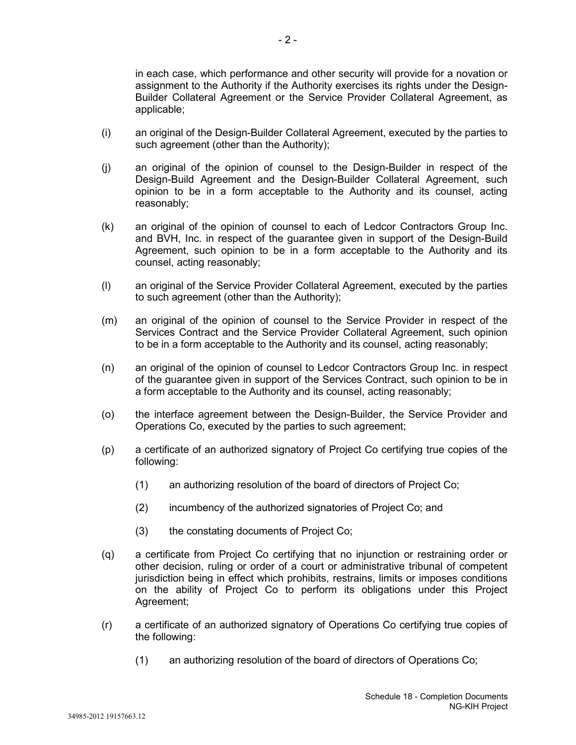in each case, which performance and other security will provide for a novation or assignment to the Authority if the Authority exercises its rights under the Design-Builder Collateral Agreement or the Service Provider Collateral Agreement, as applicable;

(i) an original of the Design-Builder Collateral Agreement, executed by the parties to such agreement (other than the Authority);

(j) an original of the opinion of counsel to the Design-Builder in respect of the Design-Build Agreement and the Design-Builder Collateral Agreement, such opinion to be in a form acceptable to the Authority and its counsel, acting reasonably;

(k) an original of the opinion of counsel to each of Ledcor Contractors Group Inc. and BVH, Inc. in respect of the guarantee given in support of the Design-Build Agreement, such opinion to be in a form acceptable to the Authority and its counsel, acting reasonably;

(l) an original of the Service Provider Collateral Agreement, executed by the parties to such agreement (other than the Authority);

(m) an original of the opinion of counsel to the Service Provider in respect of the Services Contract and the Service Provider Collateral Agreement, such opinion to be in a form acceptable to the Authority and its counsel, acting reasonably;

(n) an original of the opinion of counsel to Ledcor Contractors Group Inc. in respect of the guarantee given in support of the Services Contract, such opinion to be in a form acceptable to the Authority and its counsel, acting reasonably;

(o) the interface agreement between the Design-Builder, the Service Provider and Operations Co, executed by the parties to such agreement;

(p) a certificate of an authorized signatory of Project Co certifying true copies of the following:

   (1) an authorizing resolution of the board of directors of Project Co;

   (2) incumbency of the authorized signatories of Project Co; and

   (3) the constating documents of Project Co;

(q) a certificate from Project Co certifying that no injunction or restraining order or other decision, ruling or order of a court or administrative tribunal of competent jurisdiction being in effect which prohibits, restrains, limits or imposes conditions on the ability of Project Co to perform its obligations under this Project Agreement;

(r) a certificate of an authorized signatory of Operations Co certifying true copies of the following:

   (1) an authorizing resolution of the board of directors of Operations Co;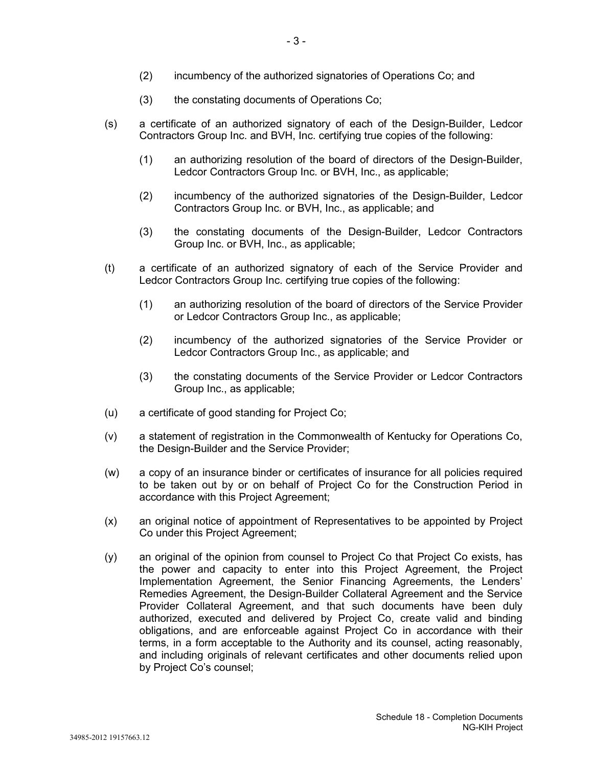(2) incumbency of the authorized signatories of Operations Co; and

(3) the constating documents of Operations Co;

(s) a certificate of an authorized signatory of each of the Design-Builder, Ledcor Contractors Group Inc. and BVH, Inc. certifying true copies of the following:

(1) an authorizing resolution of the board of directors of the Design-Builder, Ledcor Contractors Group Inc. or BVH, Inc., as applicable;

(2) incumbency of the authorized signatories of the Design-Builder, Ledcor Contractors Group Inc. or BVH, Inc., as applicable; and

(3) the constating documents of the Design-Builder, Ledcor Contractors Group Inc. or BVH, Inc., as applicable;

(t) a certificate of an authorized signatory of each of the Service Provider and Ledcor Contractors Group Inc. certifying true copies of the following:

(1) an authorizing resolution of the board of directors of the Service Provider or Ledcor Contractors Group Inc., as applicable;

(2) incumbency of the authorized signatories of the Service Provider or Ledcor Contractors Group Inc., as applicable; and

(3) the constating documents of the Service Provider or Ledcor Contractors Group Inc., as applicable;

(u) a certificate of good standing for Project Co;

(v) a statement of registration in the Commonwealth of Kentucky for Operations Co, the Design-Builder and the Service Provider;

(w) a copy of an insurance binder or certificates of insurance for all policies required to be taken out by or on behalf of Project Co for the Construction Period in accordance with this Project Agreement;

(x) an original notice of appointment of Representatives to be appointed by Project Co under this Project Agreement;

(y) an original of the opinion from counsel to Project Co that Project Co exists, has the power and capacity to enter into this Project Agreement, the Project Implementation Agreement, the Senior Financing Agreements, the Lenders' Remedies Agreement, the Design-Builder Collateral Agreement and the Service Provider Collateral Agreement, and that such documents have been duly authorized, executed and delivered by Project Co, create valid and binding obligations, and are enforceable against Project Co in accordance with their terms, in a form acceptable to the Authority and its counsel, acting reasonably, and including originals of relevant certificates and other documents relied upon by Project Co's counsel;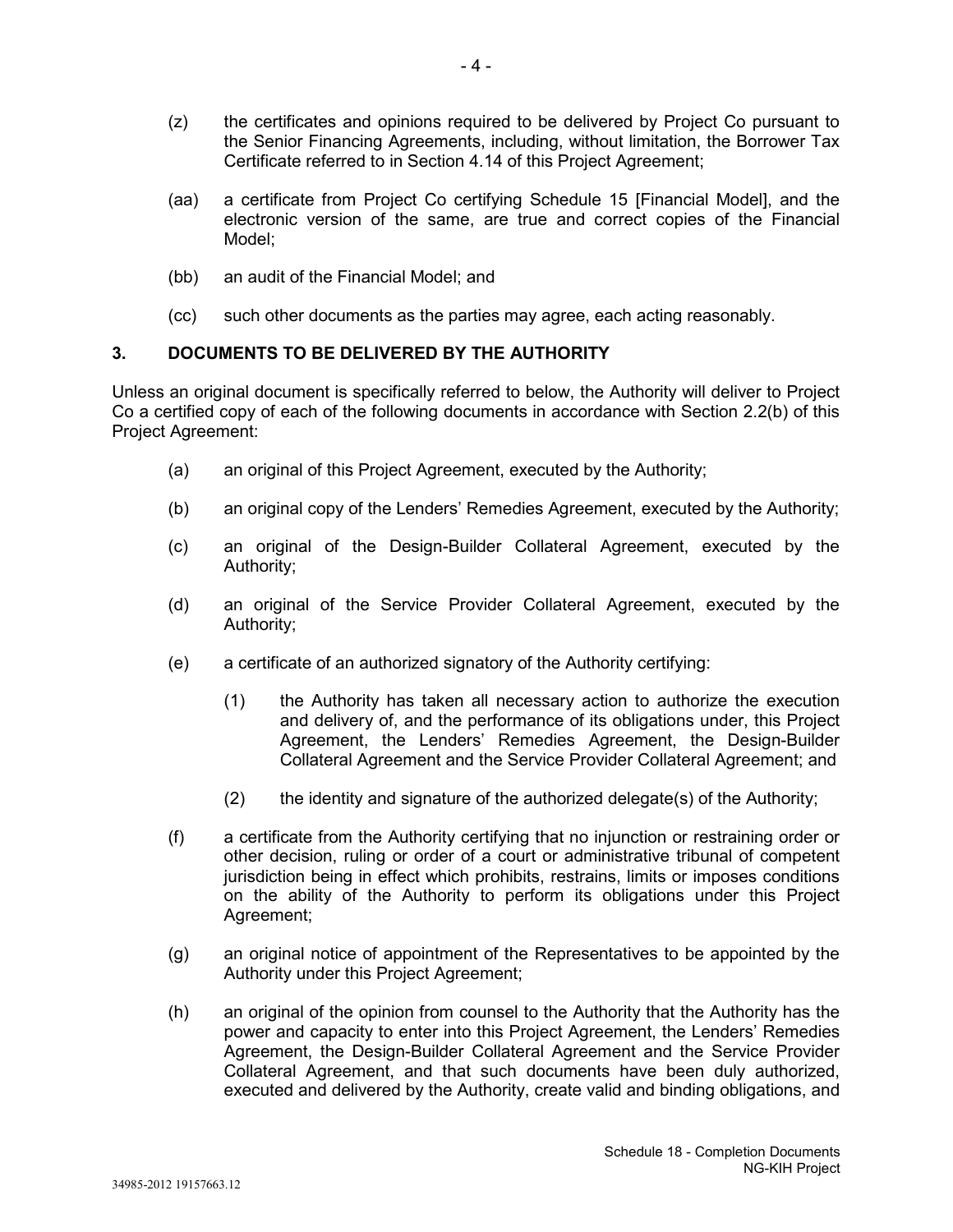(z) the certificates and opinions required to be delivered by Project Co pursuant to the Senior Financing Agreements, including, without limitation, the Borrower Tax Certificate referred to in Section 4.14 of this Project Agreement;

(aa) a certificate from Project Co certifying Schedule 15 [Financial Model], and the electronic version of the same, are true and correct copies of the Financial Model;

(bb) an audit of the Financial Model; and

(cc) such other documents as the parties may agree, each acting reasonably.

## 3. DOCUMENTS TO BE DELIVERED BY THE AUTHORITY

Unless an original document is specifically referred to below, the Authority will deliver to Project Co a certified copy of each of the following documents in accordance with Section 2.2(b) of this Project Agreement:

(a) an original of this Project Agreement, executed by the Authority;

(b) an original copy of the Lenders' Remedies Agreement, executed by the Authority;

(c) an original of the Design-Builder Collateral Agreement, executed by the Authority;

(d) an original of the Service Provider Collateral Agreement, executed by the Authority;

(e) a certificate of an authorized signatory of the Authority certifying:

   (1) the Authority has taken all necessary action to authorize the execution and delivery of, and the performance of its obligations under, this Project Agreement, the Lenders' Remedies Agreement, the Design-Builder Collateral Agreement and the Service Provider Collateral Agreement; and

   (2) the identity and signature of the authorized delegate(s) of the Authority;

(f) a certificate from the Authority certifying that no injunction or restraining order or other decision, ruling or order of a court or administrative tribunal of competent jurisdiction being in effect which prohibits, restrains, limits or imposes conditions on the ability of the Authority to perform its obligations under this Project Agreement;

(g) an original notice of appointment of the Representatives to be appointed by the Authority under this Project Agreement;

(h) an original of the opinion from counsel to the Authority that the Authority has the power and capacity to enter into this Project Agreement, the Lenders' Remedies Agreement, the Design-Builder Collateral Agreement and the Service Provider Collateral Agreement, and that such documents have been duly authorized, executed and delivered by the Authority, create valid and binding obligations, and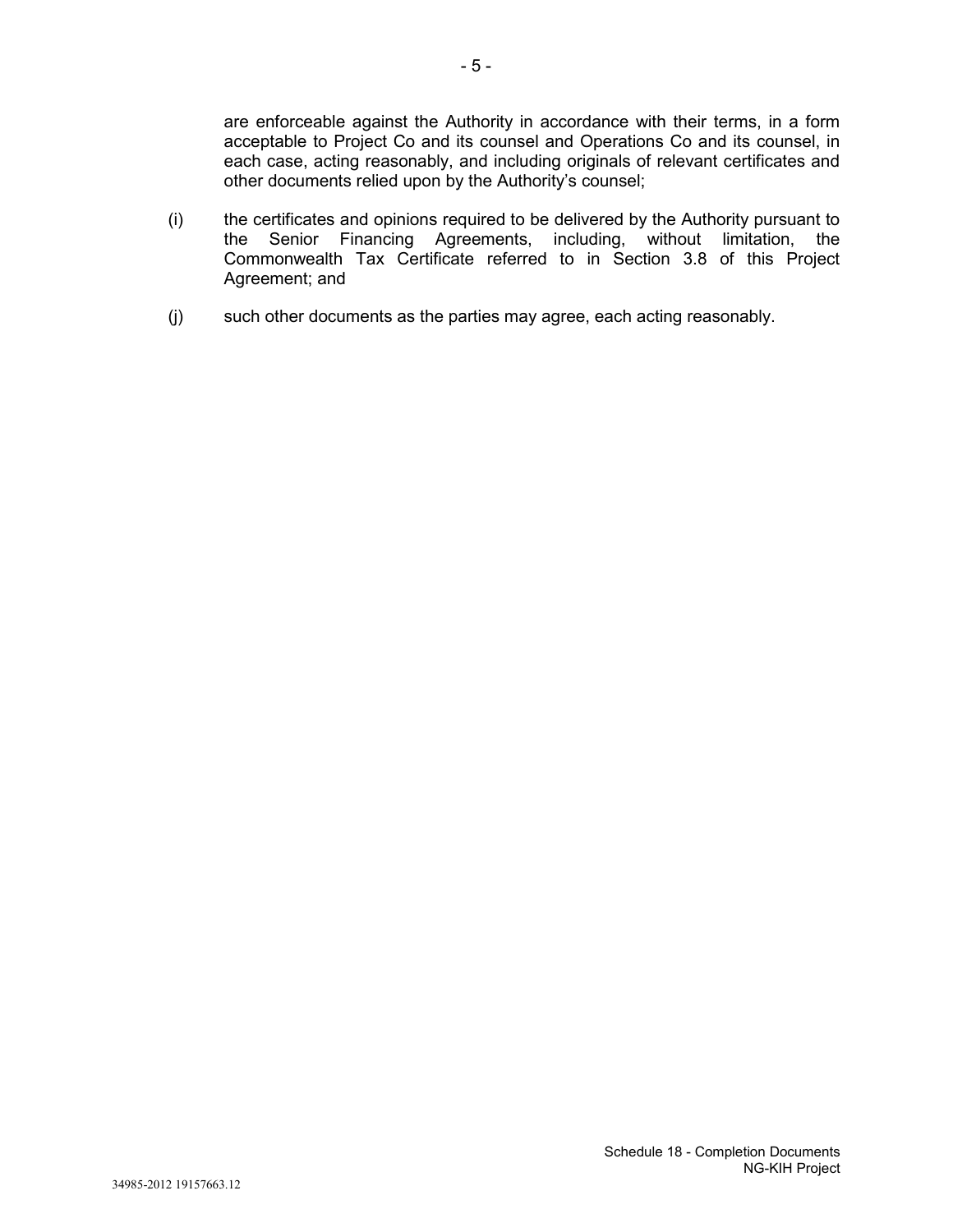are enforceable against the Authority in accordance with their terms, in a form acceptable to Project Co and its counsel and Operations Co and its counsel, in each case, acting reasonably, and including originals of relevant certificates and other documents relied upon by the Authority's counsel;

(i) the certificates and opinions required to be delivered by the Authority pursuant to the Senior Financing Agreements, including, without limitation, the Commonwealth Tax Certificate referred to in Section 3.8 of this Project Agreement; and

(j) such other documents as the parties may agree, each acting reasonably.